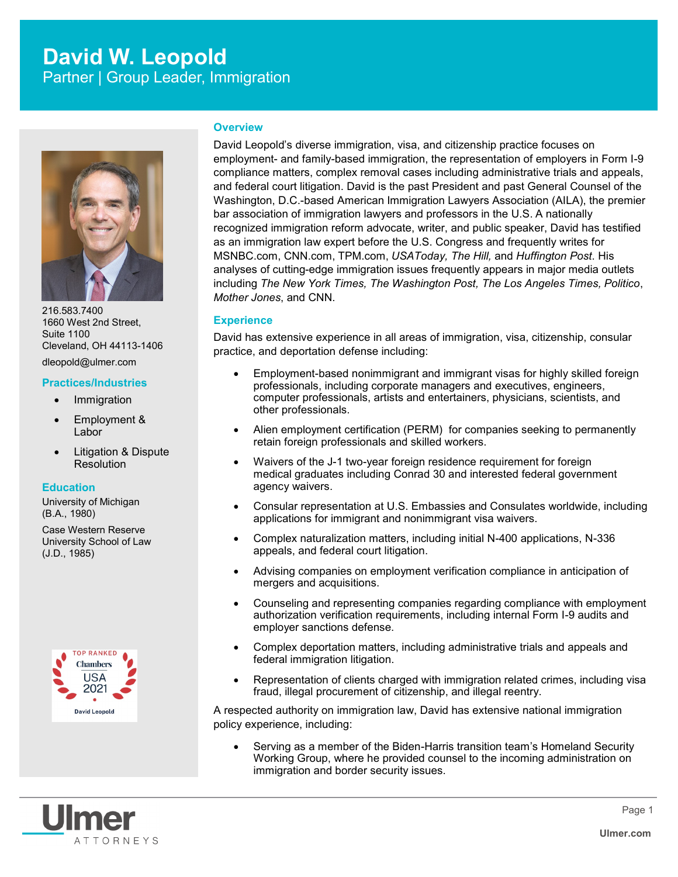# David W. Leopold

Partner | Group Leader, Immigration

216.583.7400
1660 West 2nd Street,
Suite 1100
Cleveland, OH 44113-1406

dleopold@ulmer.com

## Practices/Industries

- Immigration
- Employment & Labor
- Litigation & Dispute Resolution

## Education

University of Michigan
(B.A., 1980)

Case Western Reserve
University School of Law
(J.D., 1985)

TOP RANKED
Chambers
USA
2021
David Leopold

## Overview

David Leopold's diverse immigration, visa, and citizenship practice focuses on employment- and family-based immigration, the representation of employers in Form I-9 compliance matters, complex removal cases including administrative trials and appeals, and federal court litigation. David is the past President and past General Counsel of the Washington, D.C.-based American Immigration Lawyers Association (AILA), the premier bar association of immigration lawyers and professors in the U.S. A nationally recognized immigration reform advocate, writer, and public speaker, David has testified as an immigration law expert before the U.S. Congress and frequently writes for MSNBC.com, CNN.com, TPM.com, *USAToday, The Hill,* and *Huffington Post*. His analyses of cutting-edge immigration issues frequently appears in major media outlets including *The New York Times, The Washington Post, The Los Angeles Times, Politico*, *Mother Jones*, and CNN.

## Experience

David has extensive experience in all areas of immigration, visa, citizenship, consular practice, and deportation defense including:

- Employment-based nonimmigrant and immigrant visas for highly skilled foreign professionals, including corporate managers and executives, engineers, computer professionals, artists and entertainers, physicians, scientists, and other professionals.
- Alien employment certification (PERM) for companies seeking to permanently retain foreign professionals and skilled workers.
- Waivers of the J-1 two-year foreign residence requirement for foreign medical graduates including Conrad 30 and interested federal government agency waivers.
- Consular representation at U.S. Embassies and Consulates worldwide, including applications for immigrant and nonimmigrant visa waivers.
- Complex naturalization matters, including initial N-400 applications, N-336 appeals, and federal court litigation.
- Advising companies on employment verification compliance in anticipation of mergers and acquisitions.
- Counseling and representing companies regarding compliance with employment authorization verification requirements, including internal Form I-9 audits and employer sanctions defense.
- Complex deportation matters, including administrative trials and appeals and federal immigration litigation.
- Representation of clients charged with immigration related crimes, including visa fraud, illegal procurement of citizenship, and illegal reentry.

A respected authority on immigration law, David has extensive national immigration policy experience, including:

- Serving as a member of the Biden-Harris transition team's Homeland Security Working Group, where he provided counsel to the incoming administration on immigration and border security issues.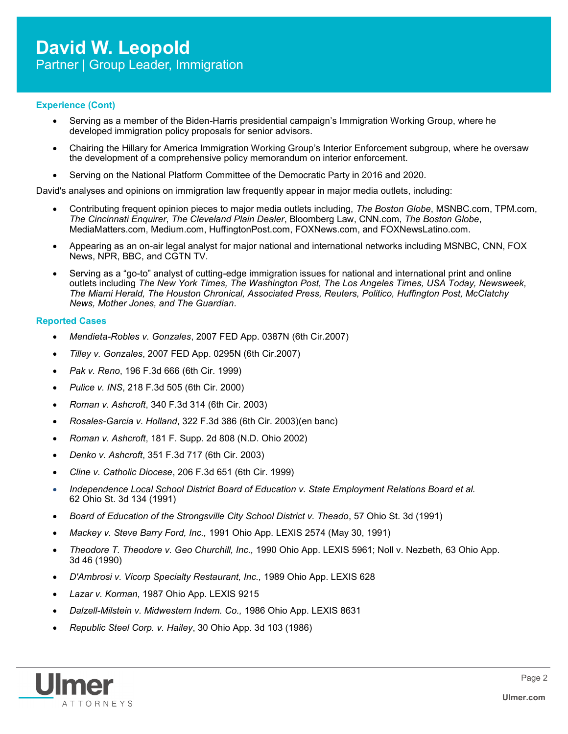## Experience (Cont)

- Serving as a member of the Biden-Harris presidential campaign's Immigration Working Group, where he developed immigration policy proposals for senior advisors.
- Chairing the Hillary for America Immigration Working Group's Interior Enforcement subgroup, where he oversaw the development of a comprehensive policy memorandum on interior enforcement.
- Serving on the National Platform Committee of the Democratic Party in 2016 and 2020.

David's analyses and opinions on immigration law frequently appear in major media outlets, including:

- Contributing frequent opinion pieces to major media outlets including, *The Boston Globe*, MSNBC.com, TPM.com, *The Cincinnati Enquirer*, *The Cleveland Plain Dealer*, Bloomberg Law, CNN.com, *The Boston Globe*, MediaMatters.com, Medium.com, HuffingtonPost.com, FOXNews.com, and FOXNewsLatino.com.
- Appearing as an on-air legal analyst for major national and international networks including MSNBC, CNN, FOX News, NPR, BBC, and CGTN TV.
- Serving as a "go-to" analyst of cutting-edge immigration issues for national and international print and online outlets including *The New York Times, The Washington Post, The Los Angeles Times, USA Today, Newsweek, The Miami Herald, The Houston Chronical, Associated Press, Reuters, Politico, Huffington Post, McClatchy News, Mother Jones, and The Guardian*.

## Reported Cases

- *Mendieta-Robles v. Gonzales*, 2007 FED App. 0387N (6th Cir.2007)
- *Tilley v. Gonzales*, 2007 FED App. 0295N (6th Cir.2007)
- *Pak v. Reno*, 196 F.3d 666 (6th Cir. 1999)
- *Pulice v. INS*, 218 F.3d 505 (6th Cir. 2000)
- *Roman v. Ashcroft*, 340 F.3d 314 (6th Cir. 2003)
- *Rosales-Garcia v. Holland*, 322 F.3d 386 (6th Cir. 2003)(en banc)
- *Roman v. Ashcroft*, 181 F. Supp. 2d 808 (N.D. Ohio 2002)
- *Denko v. Ashcroft*, 351 F.3d 717 (6th Cir. 2003)
- *Cline v. Catholic Diocese*, 206 F.3d 651 (6th Cir. 1999)
- *Independence Local School District Board of Education v. State Employment Relations Board et al.* 62 Ohio St. 3d 134 (1991)
- *Board of Education of the Strongsville City School District v. Theado*, 57 Ohio St. 3d (1991)
- *Mackey v. Steve Barry Ford, Inc.,* 1991 Ohio App. LEXIS 2574 (May 30, 1991)
- *Theodore T. Theodore v. Geo Churchill, Inc.,* 1990 Ohio App. LEXIS 5961; Noll v. Nezbeth, 63 Ohio App. 3d 46 (1990)
- *D'Ambrosi v. Vicorp Specialty Restaurant, Inc.,* 1989 Ohio App. LEXIS 628
- *Lazar v. Korman*, 1987 Ohio App. LEXIS 9215
- *Dalzell-Milstein v. Midwestern Indem. Co.,* 1986 Ohio App. LEXIS 8631
- *Republic Steel Corp. v. Hailey*, 30 Ohio App. 3d 103 (1986)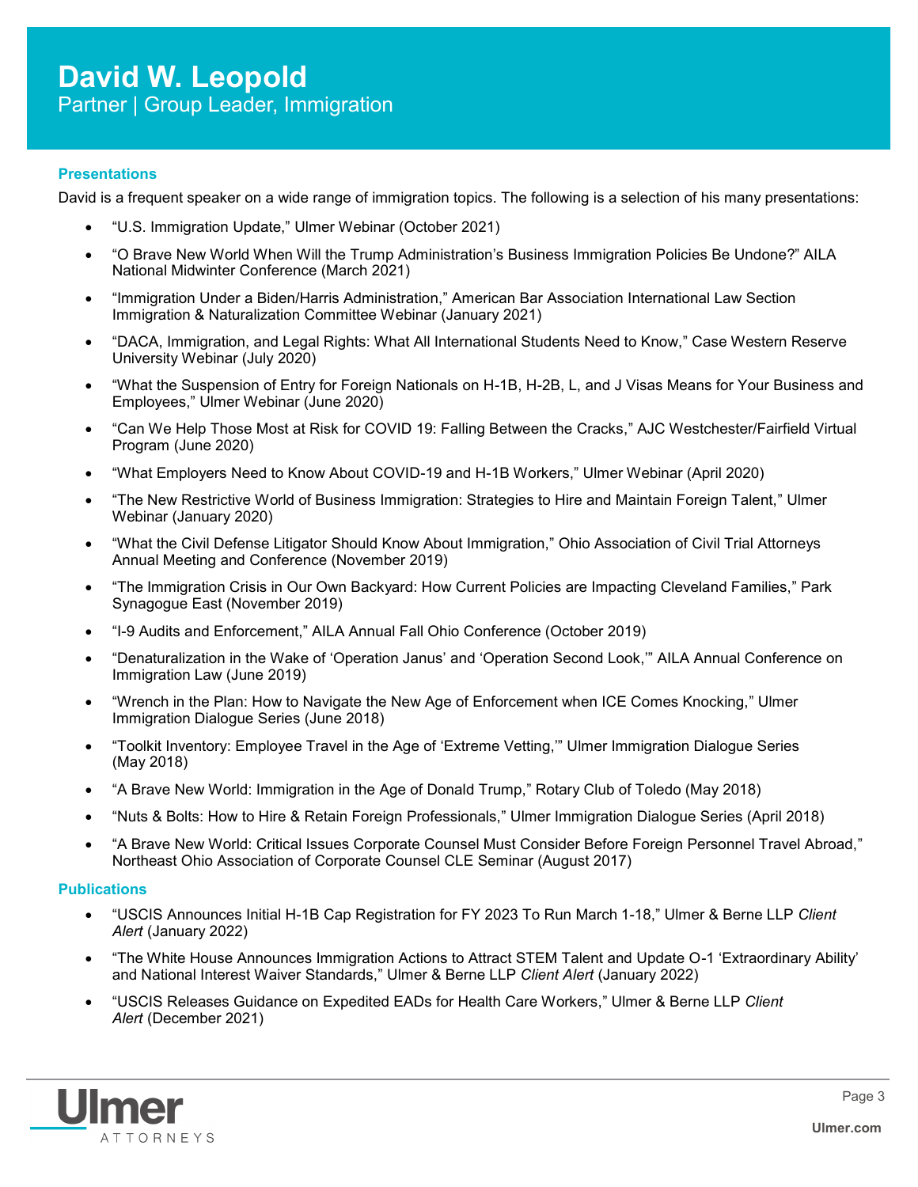# David W. Leopold

Partner | Group Leader, Immigration

## Presentations

David is a frequent speaker on a wide range of immigration topics. The following is a selection of his many presentations:

- "U.S. Immigration Update," Ulmer Webinar (October 2021)
- "O Brave New World When Will the Trump Administration's Business Immigration Policies Be Undone?" AILA National Midwinter Conference (March 2021)
- "Immigration Under a Biden/Harris Administration," American Bar Association International Law Section Immigration & Naturalization Committee Webinar (January 2021)
- "DACA, Immigration, and Legal Rights: What All International Students Need to Know," Case Western Reserve University Webinar (July 2020)
- "What the Suspension of Entry for Foreign Nationals on H-1B, H-2B, L, and J Visas Means for Your Business and Employees," Ulmer Webinar (June 2020)
- "Can We Help Those Most at Risk for COVID 19: Falling Between the Cracks," AJC Westchester/Fairfield Virtual Program (June 2020)
- "What Employers Need to Know About COVID-19 and H-1B Workers," Ulmer Webinar (April 2020)
- "The New Restrictive World of Business Immigration: Strategies to Hire and Maintain Foreign Talent," Ulmer Webinar (January 2020)
- "What the Civil Defense Litigator Should Know About Immigration," Ohio Association of Civil Trial Attorneys Annual Meeting and Conference (November 2019)
- "The Immigration Crisis in Our Own Backyard: How Current Policies are Impacting Cleveland Families," Park Synagogue East (November 2019)
- "I-9 Audits and Enforcement," AILA Annual Fall Ohio Conference (October 2019)
- "Denaturalization in the Wake of 'Operation Janus' and 'Operation Second Look,'" AILA Annual Conference on Immigration Law (June 2019)
- "Wrench in the Plan: How to Navigate the New Age of Enforcement when ICE Comes Knocking," Ulmer Immigration Dialogue Series (June 2018)
- "Toolkit Inventory: Employee Travel in the Age of 'Extreme Vetting,'" Ulmer Immigration Dialogue Series (May 2018)
- "A Brave New World: Immigration in the Age of Donald Trump," Rotary Club of Toledo (May 2018)
- "Nuts & Bolts: How to Hire & Retain Foreign Professionals," Ulmer Immigration Dialogue Series (April 2018)
- "A Brave New World: Critical Issues Corporate Counsel Must Consider Before Foreign Personnel Travel Abroad," Northeast Ohio Association of Corporate Counsel CLE Seminar (August 2017)

## Publications

- "USCIS Announces Initial H-1B Cap Registration for FY 2023 To Run March 1-18," Ulmer & Berne LLP *Client Alert* (January 2022)
- "The White House Announces Immigration Actions to Attract STEM Talent and Update O-1 'Extraordinary Ability' and National Interest Waiver Standards," Ulmer & Berne LLP *Client Alert* (January 2022)
- "USCIS Releases Guidance on Expedited EADs for Health Care Workers," Ulmer & Berne LLP *Client Alert* (December 2021)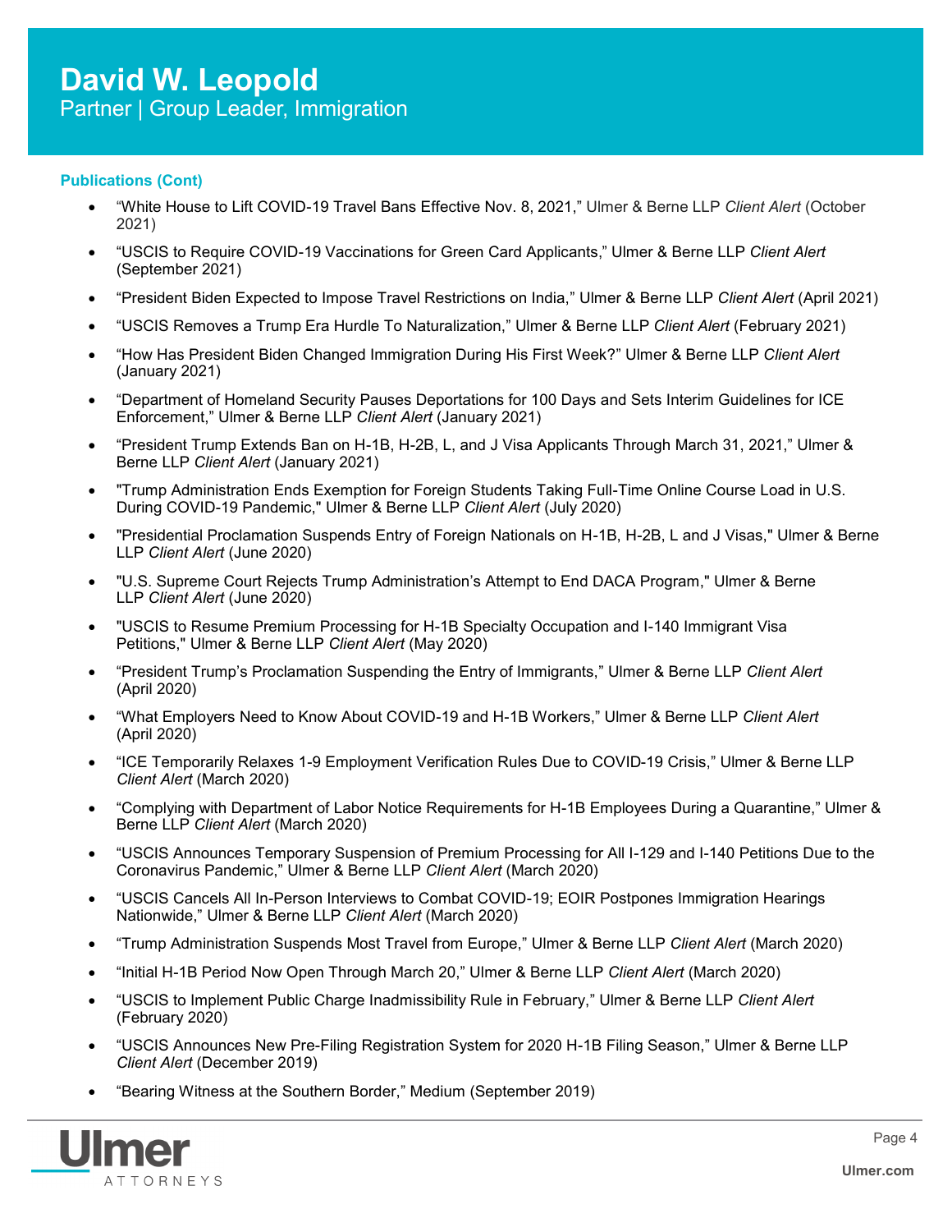#### Publications (Cont)

- "White House to Lift COVID-19 Travel Bans Effective Nov. 8, 2021," Ulmer & Berne LLP *Client Alert* (October 2021)
- "USCIS to Require COVID-19 Vaccinations for Green Card Applicants," Ulmer & Berne LLP *Client Alert* (September 2021)
- "President Biden Expected to Impose Travel Restrictions on India," Ulmer & Berne LLP *Client Alert* (April 2021)
- "USCIS Removes a Trump Era Hurdle To Naturalization," Ulmer & Berne LLP *Client Alert* (February 2021)
- "How Has President Biden Changed Immigration During His First Week?" Ulmer & Berne LLP *Client Alert* (January 2021)
- "Department of Homeland Security Pauses Deportations for 100 Days and Sets Interim Guidelines for ICE Enforcement," Ulmer & Berne LLP *Client Alert* (January 2021)
- "President Trump Extends Ban on H-1B, H-2B, L, and J Visa Applicants Through March 31, 2021," Ulmer & Berne LLP *Client Alert* (January 2021)
- "Trump Administration Ends Exemption for Foreign Students Taking Full-Time Online Course Load in U.S. During COVID-19 Pandemic," Ulmer & Berne LLP *Client Alert* (July 2020)
- "Presidential Proclamation Suspends Entry of Foreign Nationals on H-1B, H-2B, L and J Visas," Ulmer & Berne LLP *Client Alert* (June 2020)
- "U.S. Supreme Court Rejects Trump Administration's Attempt to End DACA Program," Ulmer & Berne LLP *Client Alert* (June 2020)
- "USCIS to Resume Premium Processing for H-1B Specialty Occupation and I-140 Immigrant Visa Petitions," Ulmer & Berne LLP *Client Alert* (May 2020)
- "President Trump's Proclamation Suspending the Entry of Immigrants," Ulmer & Berne LLP *Client Alert* (April 2020)
- "What Employers Need to Know About COVID-19 and H-1B Workers," Ulmer & Berne LLP *Client Alert* (April 2020)
- "ICE Temporarily Relaxes 1-9 Employment Verification Rules Due to COVID-19 Crisis," Ulmer & Berne LLP *Client Alert* (March 2020)
- "Complying with Department of Labor Notice Requirements for H-1B Employees During a Quarantine," Ulmer & Berne LLP *Client Alert* (March 2020)
- "USCIS Announces Temporary Suspension of Premium Processing for All I-129 and I-140 Petitions Due to the Coronavirus Pandemic," Ulmer & Berne LLP *Client Alert* (March 2020)
- "USCIS Cancels All In-Person Interviews to Combat COVID-19; EOIR Postpones Immigration Hearings Nationwide," Ulmer & Berne LLP *Client Alert* (March 2020)
- "Trump Administration Suspends Most Travel from Europe," Ulmer & Berne LLP *Client Alert* (March 2020)
- "Initial H-1B Period Now Open Through March 20," Ulmer & Berne LLP *Client Alert* (March 2020)
- "USCIS to Implement Public Charge Inadmissibility Rule in February," Ulmer & Berne LLP *Client Alert* (February 2020)
- "USCIS Announces New Pre-Filing Registration System for 2020 H-1B Filing Season," Ulmer & Berne LLP *Client Alert* (December 2019)
- "Bearing Witness at the Southern Border," Medium (September 2019)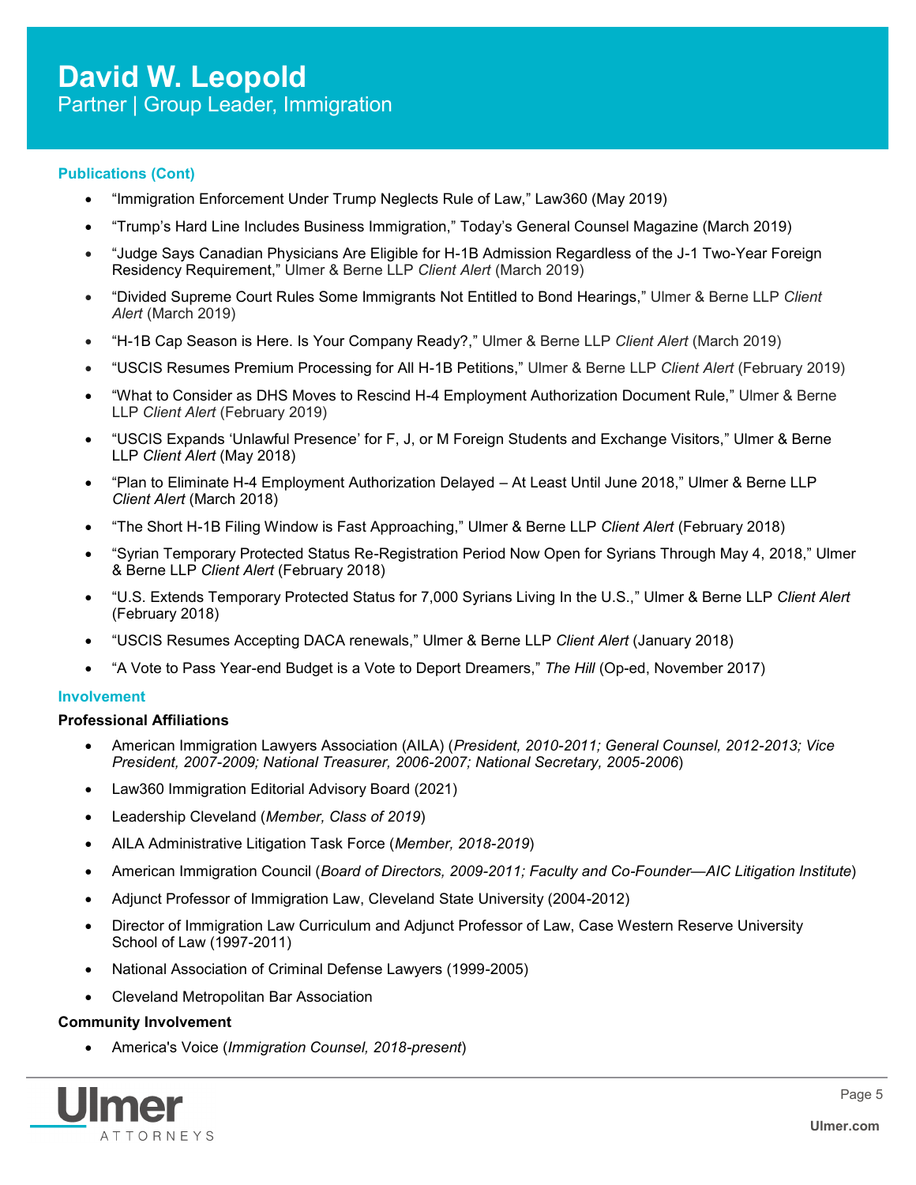### Publications (Cont)

- "Immigration Enforcement Under Trump Neglects Rule of Law," Law360 (May 2019)
- "Trump's Hard Line Includes Business Immigration," Today's General Counsel Magazine (March 2019)
- "Judge Says Canadian Physicians Are Eligible for H-1B Admission Regardless of the J-1 Two-Year Foreign Residency Requirement," Ulmer & Berne LLP *Client Alert* (March 2019)
- "Divided Supreme Court Rules Some Immigrants Not Entitled to Bond Hearings," Ulmer & Berne LLP *Client Alert* (March 2019)
- "H-1B Cap Season is Here. Is Your Company Ready?," Ulmer & Berne LLP *Client Alert* (March 2019)
- "USCIS Resumes Premium Processing for All H-1B Petitions," Ulmer & Berne LLP *Client Alert* (February 2019)
- "What to Consider as DHS Moves to Rescind H-4 Employment Authorization Document Rule," Ulmer & Berne LLP *Client Alert* (February 2019)
- "USCIS Expands 'Unlawful Presence' for F, J, or M Foreign Students and Exchange Visitors," Ulmer & Berne LLP *Client Alert* (May 2018)
- "Plan to Eliminate H-4 Employment Authorization Delayed – At Least Until June 2018," Ulmer & Berne LLP *Client Alert* (March 2018)
- "The Short H-1B Filing Window is Fast Approaching," Ulmer & Berne LLP *Client Alert* (February 2018)
- "Syrian Temporary Protected Status Re-Registration Period Now Open for Syrians Through May 4, 2018," Ulmer & Berne LLP *Client Alert* (February 2018)
- "U.S. Extends Temporary Protected Status for 7,000 Syrians Living In the U.S.," Ulmer & Berne LLP *Client Alert* (February 2018)
- "USCIS Resumes Accepting DACA renewals," Ulmer & Berne LLP *Client Alert* (January 2018)
- "A Vote to Pass Year-end Budget is a Vote to Deport Dreamers," *The Hill* (Op-ed, November 2017)

### Involvement

**Professional Affiliations**

- American Immigration Lawyers Association (AILA) (*President, 2010-2011; General Counsel, 2012-2013; Vice President, 2007-2009; National Treasurer, 2006-2007; National Secretary, 2005-2006*)
- Law360 Immigration Editorial Advisory Board (2021)
- Leadership Cleveland (*Member, Class of 2019*)
- AILA Administrative Litigation Task Force (*Member, 2018-2019*)
- American Immigration Council (*Board of Directors, 2009-2011; Faculty and Co-Founder—AIC Litigation Institute*)
- Adjunct Professor of Immigration Law, Cleveland State University (2004-2012)
- Director of Immigration Law Curriculum and Adjunct Professor of Law, Case Western Reserve University School of Law (1997-2011)
- National Association of Criminal Defense Lawyers (1999-2005)
- Cleveland Metropolitan Bar Association

**Community Involvement**

- America's Voice (*Immigration Counsel, 2018-present*)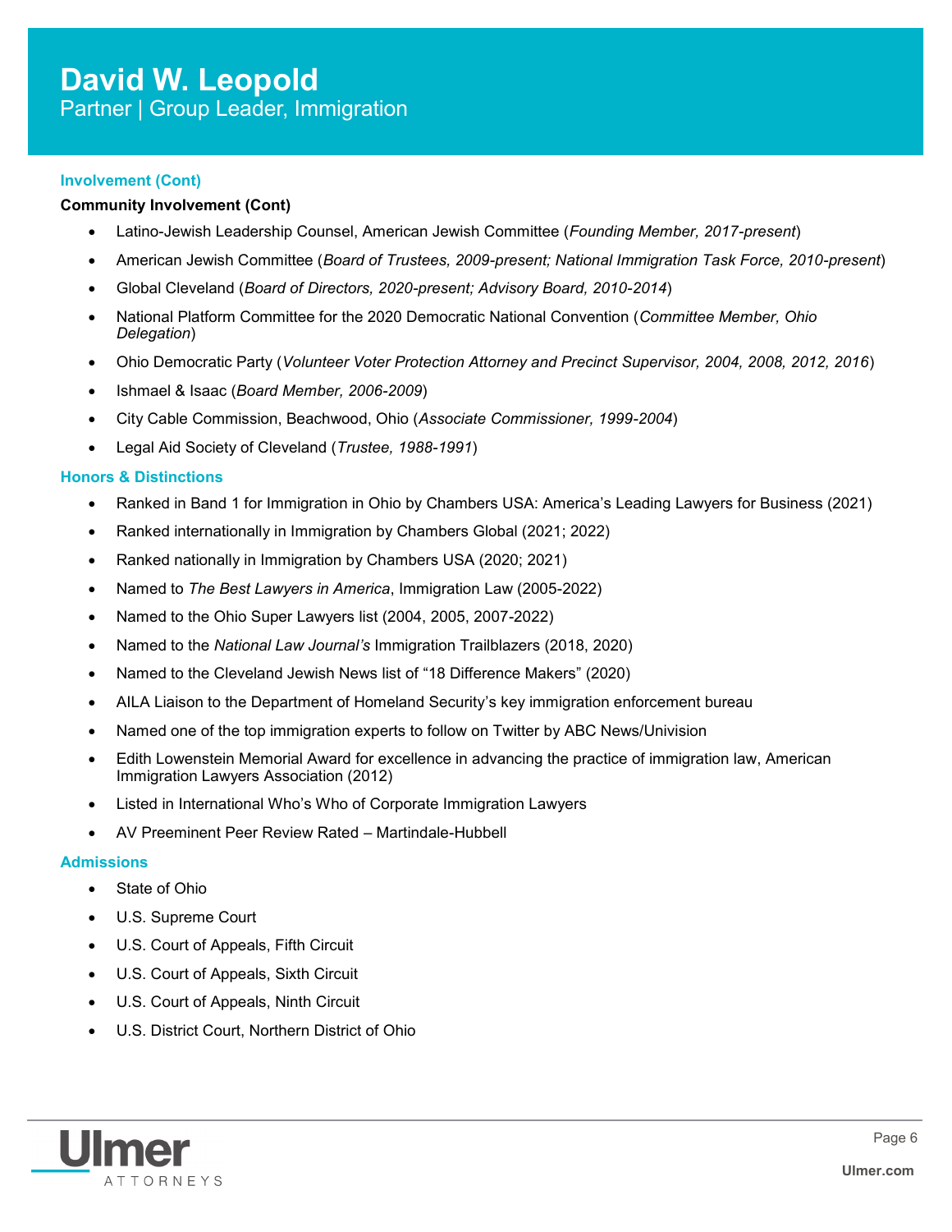## Involvement (Cont)

**Community Involvement (Cont)**

- Latino-Jewish Leadership Counsel, American Jewish Committee (*Founding Member, 2017-present*)
- American Jewish Committee (*Board of Trustees, 2009-present; National Immigration Task Force, 2010-present*)
- Global Cleveland (*Board of Directors, 2020-present; Advisory Board, 2010-2014*)
- National Platform Committee for the 2020 Democratic National Convention (*Committee Member, Ohio Delegation*)
- Ohio Democratic Party (*Volunteer Voter Protection Attorney and Precinct Supervisor, 2004, 2008, 2012, 2016*)
- Ishmael & Isaac (*Board Member, 2006-2009*)
- City Cable Commission, Beachwood, Ohio (*Associate Commissioner, 1999-2004*)
- Legal Aid Society of Cleveland (*Trustee, 1988-1991*)

## Honors & Distinctions

- Ranked in Band 1 for Immigration in Ohio by Chambers USA: America's Leading Lawyers for Business (2021)
- Ranked internationally in Immigration by Chambers Global (2021; 2022)
- Ranked nationally in Immigration by Chambers USA (2020; 2021)
- Named to *The Best Lawyers in America*, Immigration Law (2005-2022)
- Named to the Ohio Super Lawyers list (2004, 2005, 2007-2022)
- Named to the *National Law Journal's* Immigration Trailblazers (2018, 2020)
- Named to the Cleveland Jewish News list of "18 Difference Makers" (2020)
- AILA Liaison to the Department of Homeland Security's key immigration enforcement bureau
- Named one of the top immigration experts to follow on Twitter by ABC News/Univision
- Edith Lowenstein Memorial Award for excellence in advancing the practice of immigration law, American Immigration Lawyers Association (2012)
- Listed in International Who's Who of Corporate Immigration Lawyers
- AV Preeminent Peer Review Rated – Martindale-Hubbell

## Admissions

- State of Ohio
- U.S. Supreme Court
- U.S. Court of Appeals, Fifth Circuit
- U.S. Court of Appeals, Sixth Circuit
- U.S. Court of Appeals, Ninth Circuit
- U.S. District Court, Northern District of Ohio